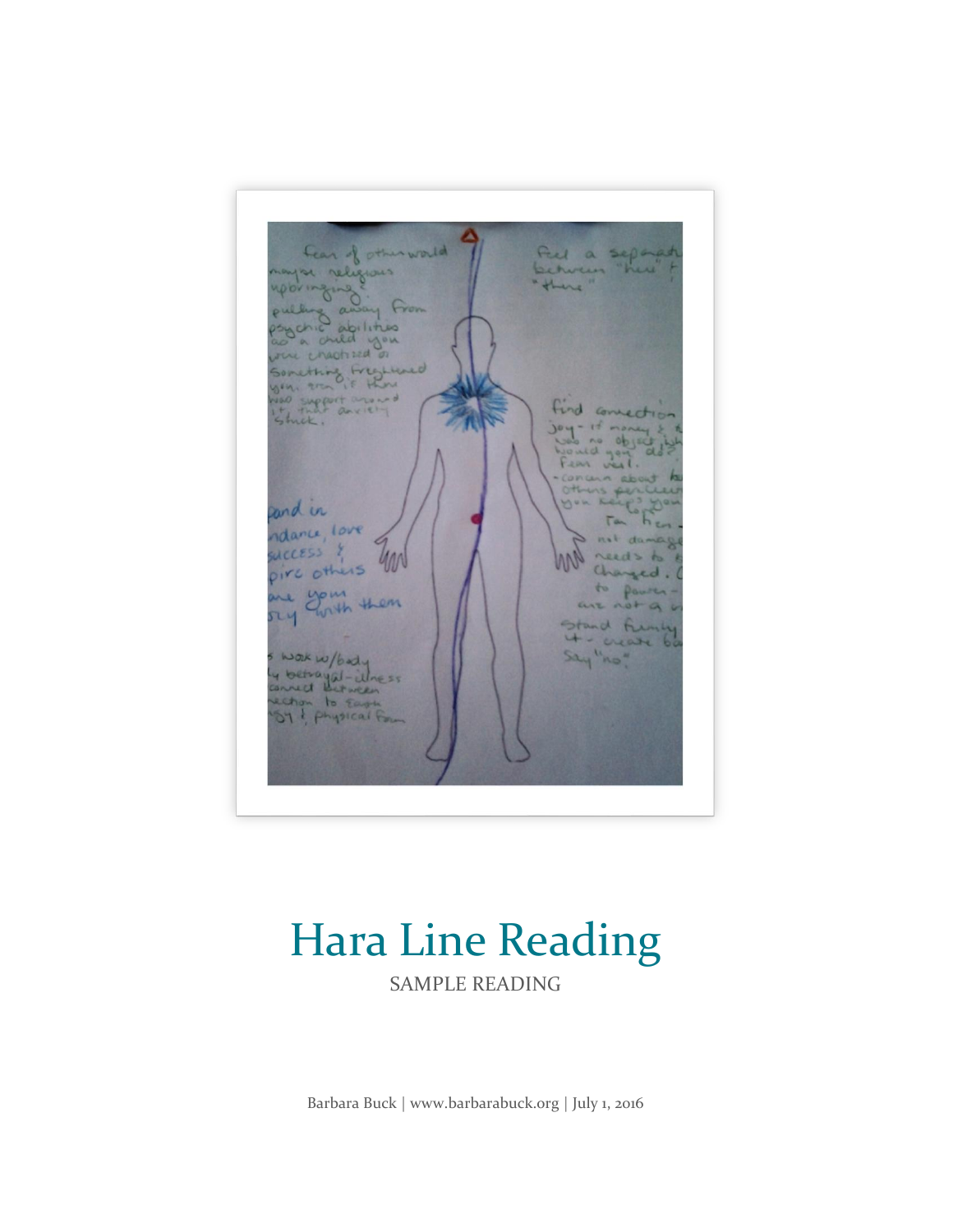# Hara Line Reading

SAMPLE READING

Barbara Buck | www.barbarabuck.org | July 1, 2016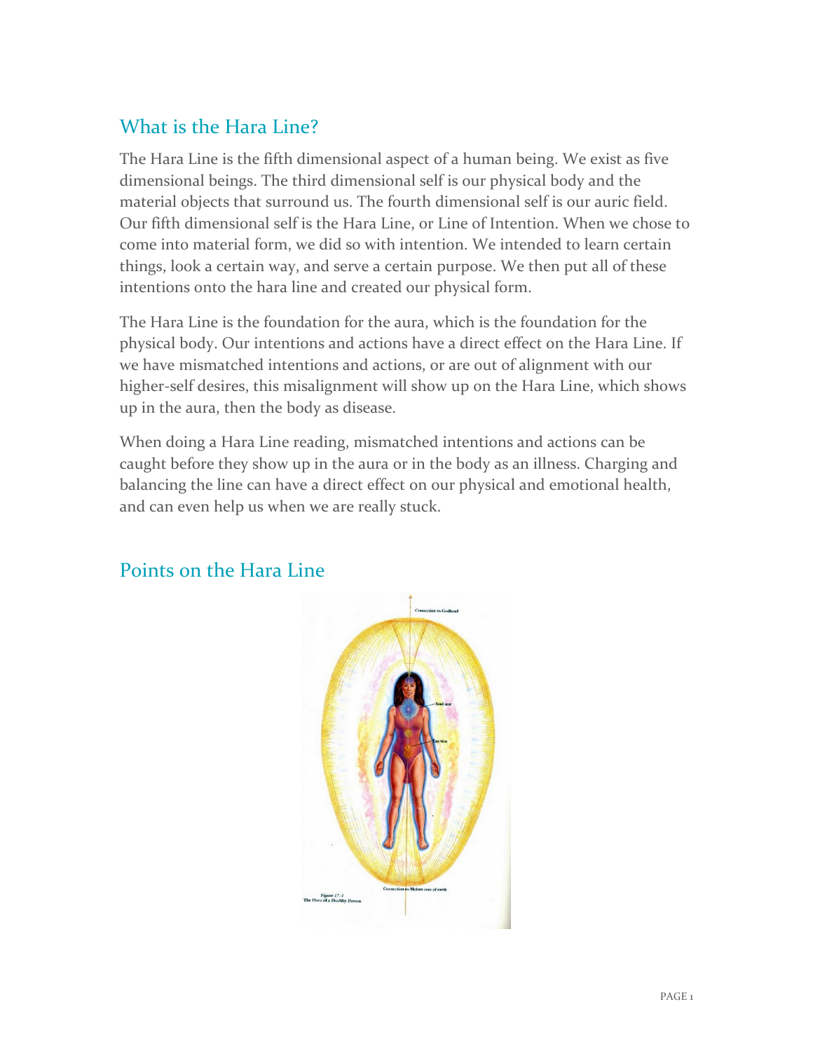## What is the Hara Line?

The Hara Line is the fifth dimensional aspect of a human being. We exist as five dimensional beings. The third dimensional self is our physical body and the material objects that surround us. The fourth dimensional self is our auric field. Our fifth dimensional self is the Hara Line, or Line of Intention. When we chose to come into material form, we did so with intention. We intended to learn certain things, look a certain way, and serve a certain purpose. We then put all of these intentions onto the hara line and created our physical form.

The Hara Line is the foundation for the aura, which is the foundation for the physical body. Our intentions and actions have a direct effect on the Hara Line. If we have mismatched intentions and actions, or are out of alignment with our higher-self desires, this misalignment will show up on the Hara Line, which shows up in the aura, then the body as disease.

When doing a Hara Line reading, mismatched intentions and actions can be caught before they show up in the aura or in the body as an illness. Charging and balancing the line can have a direct effect on our physical and emotional health, and can even help us when we are really stuck.

## Points on the Hara Line

Figure 17-1
The Hara of a Healthy Person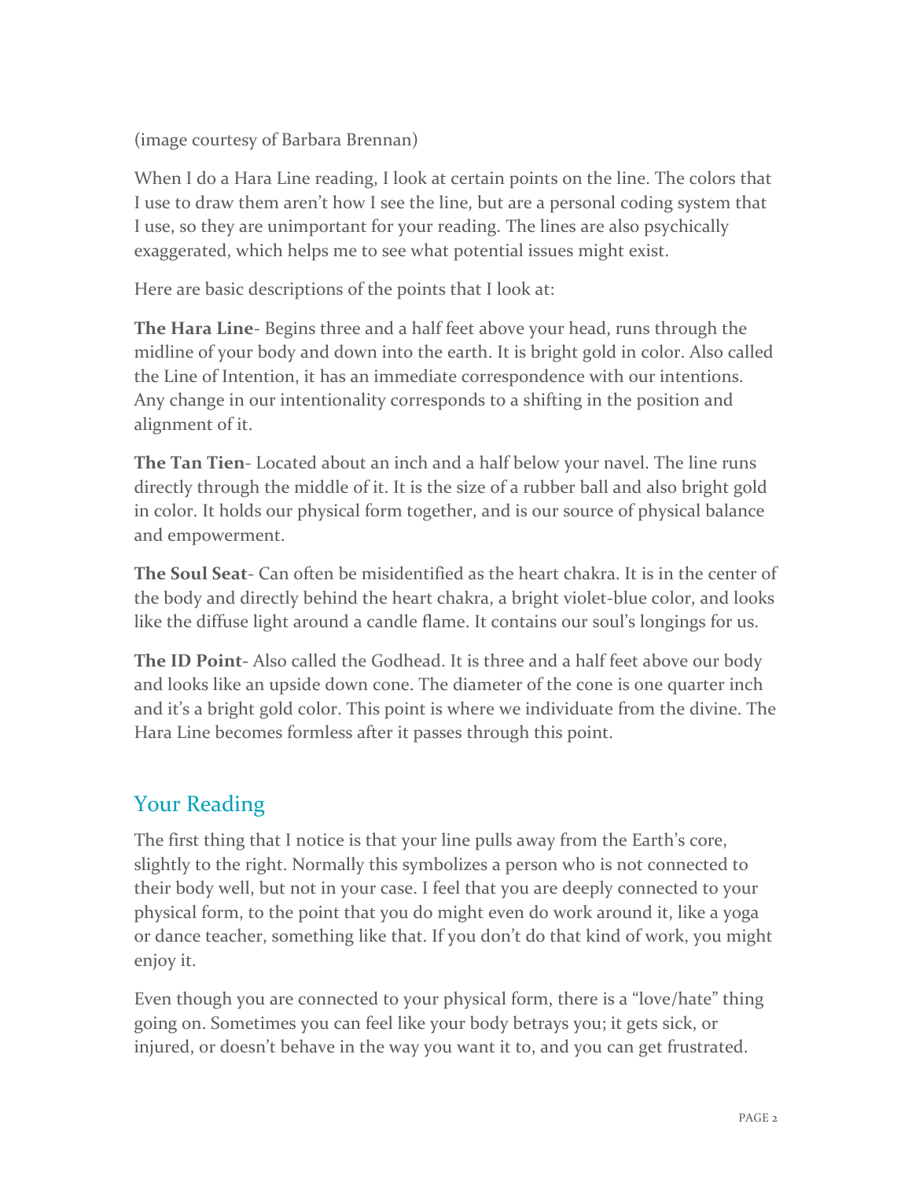(image courtesy of Barbara Brennan)

When I do a Hara Line reading, I look at certain points on the line. The colors that I use to draw them aren't how I see the line, but are a personal coding system that I use, so they are unimportant for your reading. The lines are also psychically exaggerated, which helps me to see what potential issues might exist.

Here are basic descriptions of the points that I look at:

**The Hara Line**- Begins three and a half feet above your head, runs through the midline of your body and down into the earth. It is bright gold in color. Also called the Line of Intention, it has an immediate correspondence with our intentions. Any change in our intentionality corresponds to a shifting in the position and alignment of it.

**The Tan Tien**- Located about an inch and a half below your navel. The line runs directly through the middle of it. It is the size of a rubber ball and also bright gold in color. It holds our physical form together, and is our source of physical balance and empowerment.

**The Soul Seat**- Can often be misidentified as the heart chakra. It is in the center of the body and directly behind the heart chakra, a bright violet-blue color, and looks like the diffuse light around a candle flame. It contains our soul's longings for us.

**The ID Point**- Also called the Godhead. It is three and a half feet above our body and looks like an upside down cone. The diameter of the cone is one quarter inch and it's a bright gold color. This point is where we individuate from the divine. The Hara Line becomes formless after it passes through this point.

## Your Reading

The first thing that I notice is that your line pulls away from the Earth's core, slightly to the right. Normally this symbolizes a person who is not connected to their body well, but not in your case. I feel that you are deeply connected to your physical form, to the point that you do might even do work around it, like a yoga or dance teacher, something like that. If you don't do that kind of work, you might enjoy it.

Even though you are connected to your physical form, there is a "love/hate" thing going on. Sometimes you can feel like your body betrays you; it gets sick, or injured, or doesn't behave in the way you want it to, and you can get frustrated.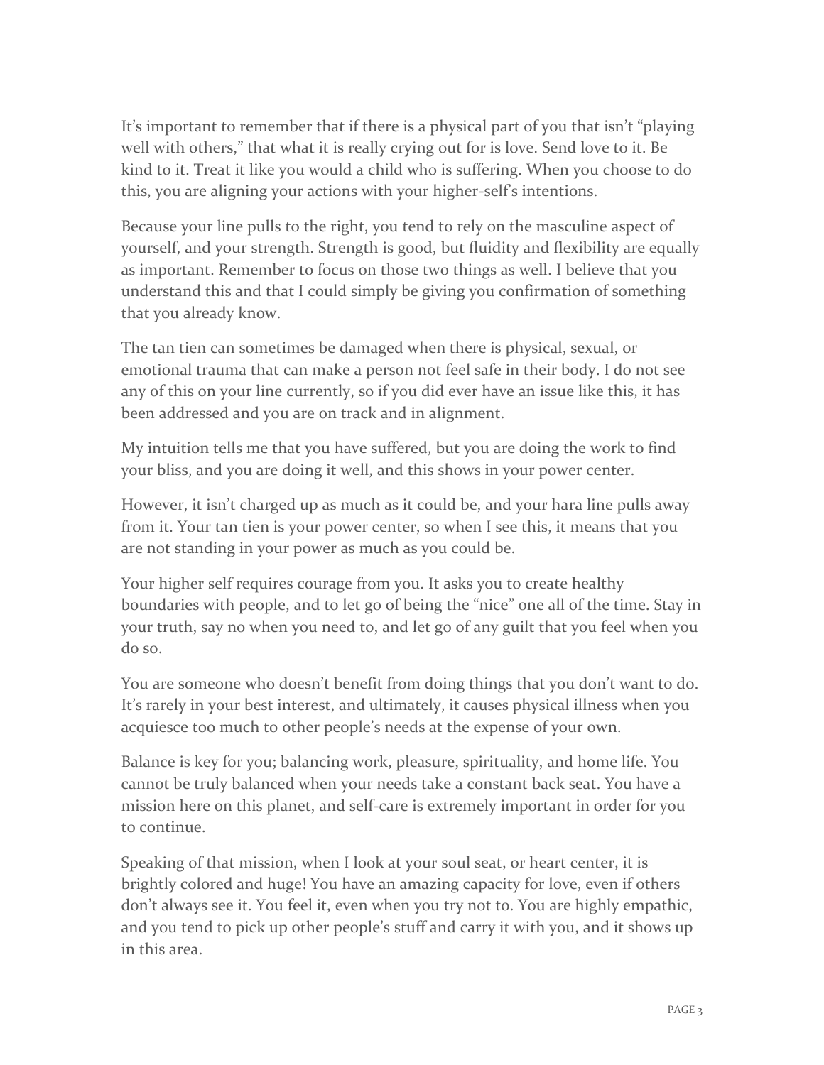It's important to remember that if there is a physical part of you that isn't "playing well with others," that what it is really crying out for is love. Send love to it. Be kind to it. Treat it like you would a child who is suffering. When you choose to do this, you are aligning your actions with your higher-self's intentions.

Because your line pulls to the right, you tend to rely on the masculine aspect of yourself, and your strength. Strength is good, but fluidity and flexibility are equally as important. Remember to focus on those two things as well. I believe that you understand this and that I could simply be giving you confirmation of something that you already know.

The tan tien can sometimes be damaged when there is physical, sexual, or emotional trauma that can make a person not feel safe in their body. I do not see any of this on your line currently, so if you did ever have an issue like this, it has been addressed and you are on track and in alignment.

My intuition tells me that you have suffered, but you are doing the work to find your bliss, and you are doing it well, and this shows in your power center.

However, it isn't charged up as much as it could be, and your hara line pulls away from it. Your tan tien is your power center, so when I see this, it means that you are not standing in your power as much as you could be.

Your higher self requires courage from you. It asks you to create healthy boundaries with people, and to let go of being the "nice" one all of the time. Stay in your truth, say no when you need to, and let go of any guilt that you feel when you do so.

You are someone who doesn't benefit from doing things that you don't want to do. It's rarely in your best interest, and ultimately, it causes physical illness when you acquiesce too much to other people's needs at the expense of your own.

Balance is key for you; balancing work, pleasure, spirituality, and home life. You cannot be truly balanced when your needs take a constant back seat. You have a mission here on this planet, and self-care is extremely important in order for you to continue.

Speaking of that mission, when I look at your soul seat, or heart center, it is brightly colored and huge! You have an amazing capacity for love, even if others don't always see it. You feel it, even when you try not to. You are highly empathic, and you tend to pick up other people's stuff and carry it with you, and it shows up in this area.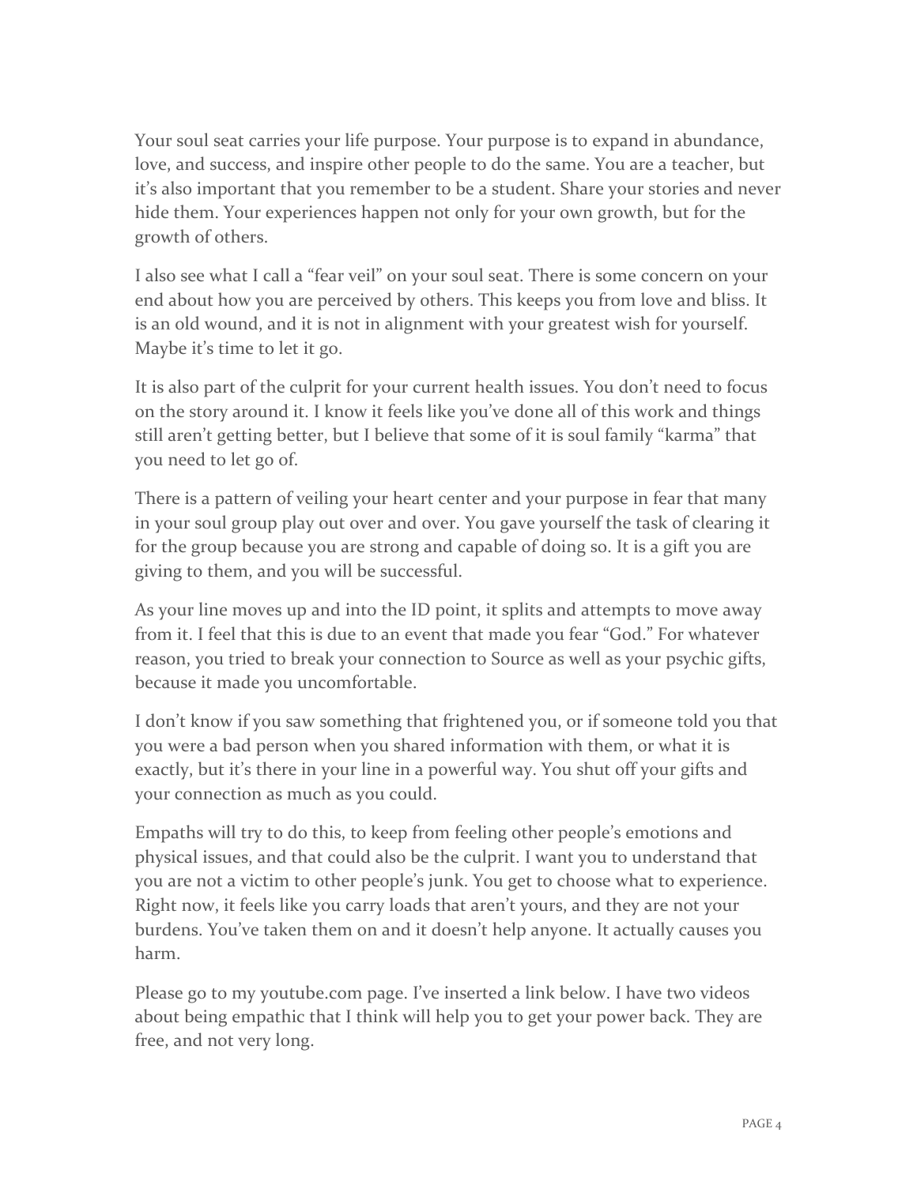Your soul seat carries your life purpose. Your purpose is to expand in abundance, love, and success, and inspire other people to do the same. You are a teacher, but it's also important that you remember to be a student. Share your stories and never hide them. Your experiences happen not only for your own growth, but for the growth of others.

I also see what I call a "fear veil" on your soul seat. There is some concern on your end about how you are perceived by others. This keeps you from love and bliss. It is an old wound, and it is not in alignment with your greatest wish for yourself. Maybe it's time to let it go.

It is also part of the culprit for your current health issues. You don't need to focus on the story around it. I know it feels like you've done all of this work and things still aren't getting better, but I believe that some of it is soul family "karma" that you need to let go of.

There is a pattern of veiling your heart center and your purpose in fear that many in your soul group play out over and over. You gave yourself the task of clearing it for the group because you are strong and capable of doing so. It is a gift you are giving to them, and you will be successful.

As your line moves up and into the ID point, it splits and attempts to move away from it. I feel that this is due to an event that made you fear "God." For whatever reason, you tried to break your connection to Source as well as your psychic gifts, because it made you uncomfortable.

I don't know if you saw something that frightened you, or if someone told you that you were a bad person when you shared information with them, or what it is exactly, but it's there in your line in a powerful way. You shut off your gifts and your connection as much as you could.

Empaths will try to do this, to keep from feeling other people's emotions and physical issues, and that could also be the culprit. I want you to understand that you are not a victim to other people's junk. You get to choose what to experience. Right now, it feels like you carry loads that aren't yours, and they are not your burdens. You've taken them on and it doesn't help anyone. It actually causes you harm.

Please go to my youtube.com page. I've inserted a link below. I have two videos about being empathic that I think will help you to get your power back. They are free, and not very long.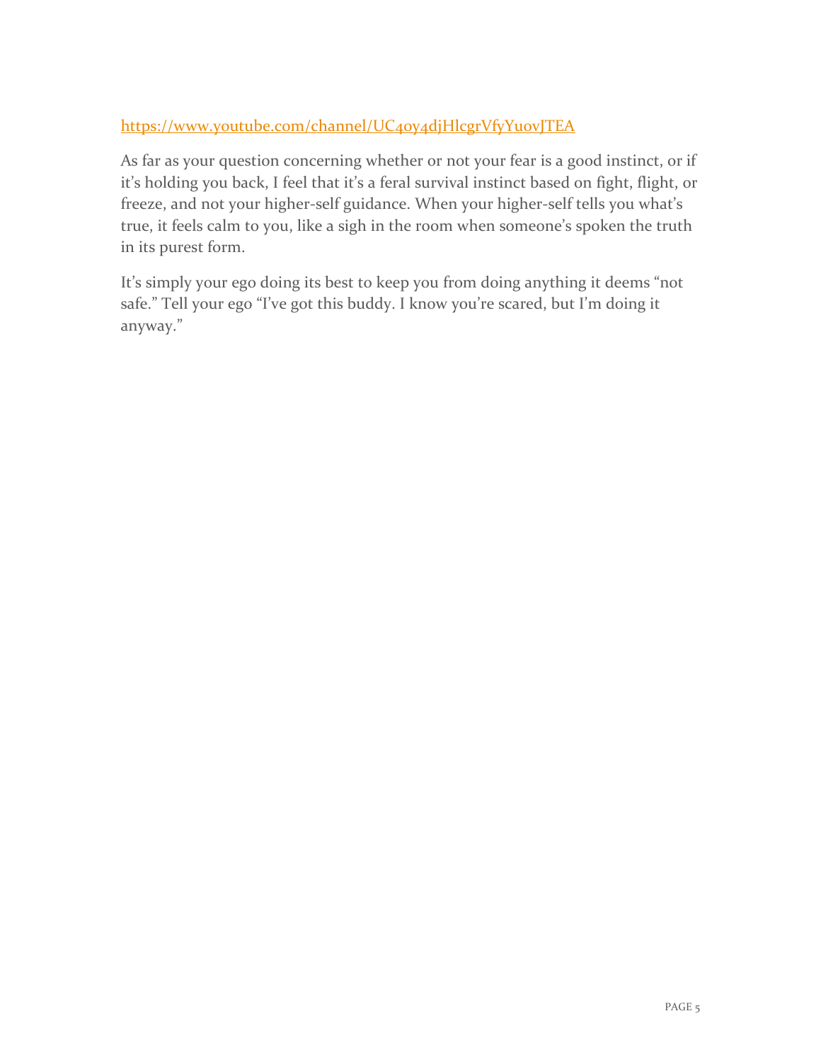https://www.youtube.com/channel/UC4oy4djHlcgrVfyYuovJTEA

As far as your question concerning whether or not your fear is a good instinct, or if it's holding you back, I feel that it's a feral survival instinct based on fight, flight, or freeze, and not your higher-self guidance. When your higher-self tells you what's true, it feels calm to you, like a sigh in the room when someone's spoken the truth in its purest form.

It's simply your ego doing its best to keep you from doing anything it deems "not safe." Tell your ego "I've got this buddy. I know you're scared, but I'm doing it anyway."